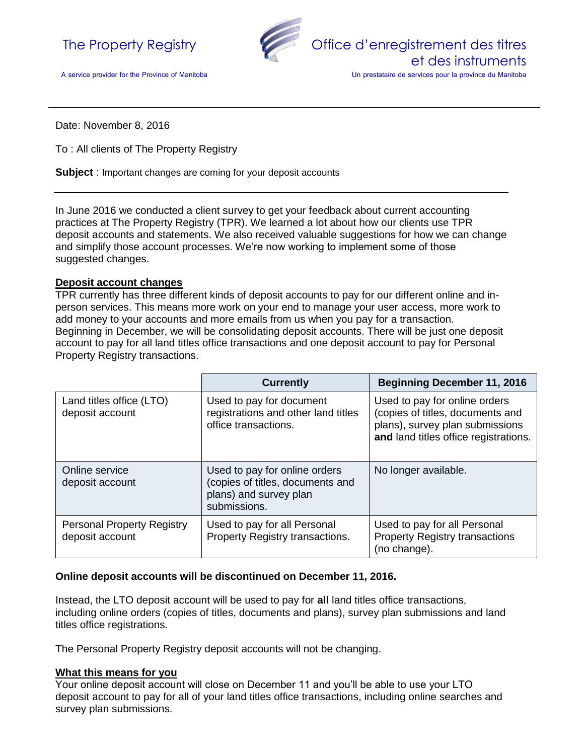The Property Registry

A service provider for the Province of Manitoba

Office d'enregistrement des titres et des instruments

Un prestataire de services pour la province du Manitoba

Date: November 8, 2016

To : All clients of The Property Registry

**Subject** : Important changes are coming for your deposit accounts

In June 2016 we conducted a client survey to get your feedback about current accounting practices at The Property Registry (TPR). We learned a lot about how our clients use TPR deposit accounts and statements. We also received valuable suggestions for how we can change and simplify those account processes. We're now working to implement some of those suggested changes.

## Deposit account changes

TPR currently has three different kinds of deposit accounts to pay for our different online and in-person services. This means more work on your end to manage your user access, more work to add money to your accounts and more emails from us when you pay for a transaction. Beginning in December, we will be consolidating deposit accounts. There will be just one deposit account to pay for all land titles office transactions and one deposit account to pay for Personal Property Registry transactions.

| | Currently | Beginning December 11, 2016 |
|---|---|---|
| Land titles office (LTO) deposit account | Used to pay for document registrations and other land titles office transactions. | Used to pay for online orders (copies of titles, documents and plans), survey plan submissions **and** land titles office registrations. |
| Online service deposit account | Used to pay for online orders (copies of titles, documents and plans) and survey plan submissions. | No longer available. |
| Personal Property Registry deposit account | Used to pay for all Personal Property Registry transactions. | Used to pay for all Personal Property Registry transactions (no change). |

**Online deposit accounts will be discontinued on December 11, 2016.**

Instead, the LTO deposit account will be used to pay for **all** land titles office transactions, including online orders (copies of titles, documents and plans), survey plan submissions and land titles office registrations.

The Personal Property Registry deposit accounts will not be changing.

## What this means for you

Your online deposit account will close on December 11 and you'll be able to use your LTO deposit account to pay for all of your land titles office transactions, including online searches and survey plan submissions.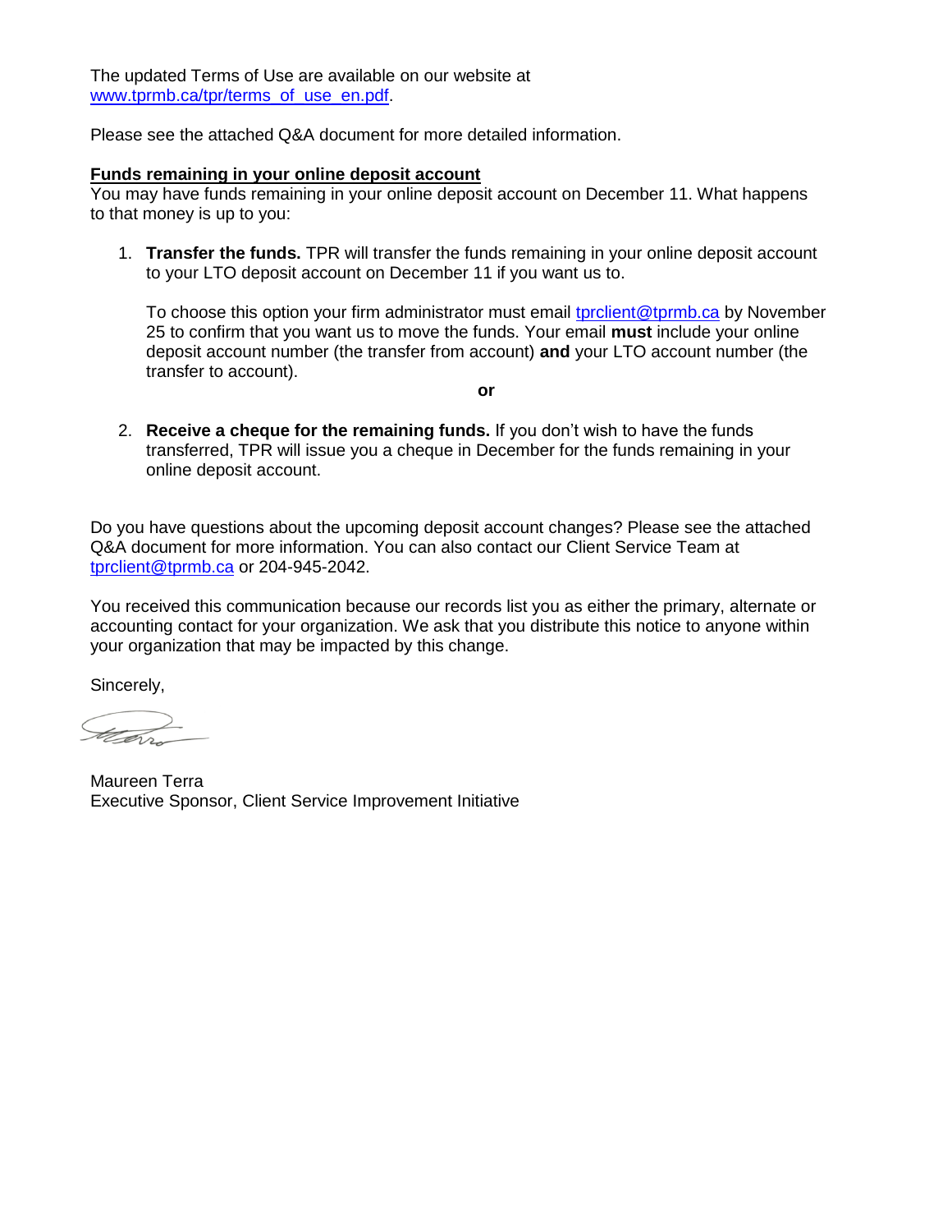The updated Terms of Use are available on our website at www.tprmb.ca/tpr/terms_of_use_en.pdf.

Please see the attached Q&A document for more detailed information.

**Funds remaining in your online deposit account**

You may have funds remaining in your online deposit account on December 11. What happens to that money is up to you:

1. **Transfer the funds.** TPR will transfer the funds remaining in your online deposit account to your LTO deposit account on December 11 if you want us to.

   To choose this option your firm administrator must email tprclient@tprmb.ca by November 25 to confirm that you want us to move the funds. Your email **must** include your online deposit account number (the transfer from account) **and** your LTO account number (the transfer to account).

   **or**

2. **Receive a cheque for the remaining funds.** If you don't wish to have the funds transferred, TPR will issue you a cheque in December for the funds remaining in your online deposit account.

Do you have questions about the upcoming deposit account changes? Please see the attached Q&A document for more information. You can also contact our Client Service Team at tprclient@tprmb.ca or 204-945-2042.

You received this communication because our records list you as either the primary, alternate or accounting contact for your organization. We ask that you distribute this notice to anyone within your organization that may be impacted by this change.

Sincerely,

Maureen Terra
Executive Sponsor, Client Service Improvement Initiative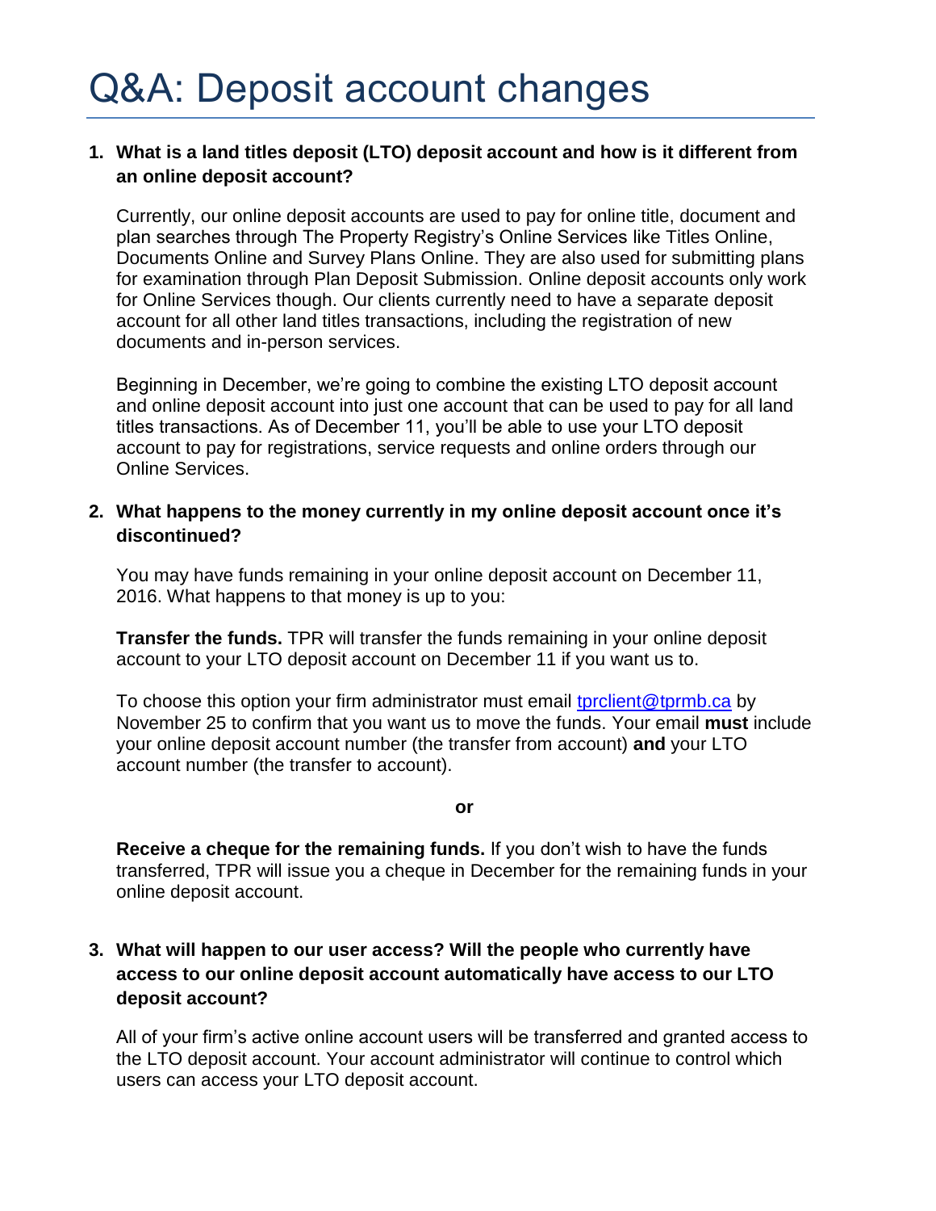# Q&A: Deposit account changes

1. **What is a land titles deposit (LTO) deposit account and how is it different from an online deposit account?**

   Currently, our online deposit accounts are used to pay for online title, document and plan searches through The Property Registry's Online Services like Titles Online, Documents Online and Survey Plans Online. They are also used for submitting plans for examination through Plan Deposit Submission. Online deposit accounts only work for Online Services though. Our clients currently need to have a separate deposit account for all other land titles transactions, including the registration of new documents and in-person services.

   Beginning in December, we're going to combine the existing LTO deposit account and online deposit account into just one account that can be used to pay for all land titles transactions. As of December 11, you'll be able to use your LTO deposit account to pay for registrations, service requests and online orders through our Online Services.

2. **What happens to the money currently in my online deposit account once it's discontinued?**

   You may have funds remaining in your online deposit account on December 11, 2016. What happens to that money is up to you:

   **Transfer the funds.** TPR will transfer the funds remaining in your online deposit account to your LTO deposit account on December 11 if you want us to.

   To choose this option your firm administrator must email [tprclient@tprmb.ca](mailto:tprclient@tprmb.ca) by November 25 to confirm that you want us to move the funds. Your email **must** include your online deposit account number (the transfer from account) **and** your LTO account number (the transfer to account).

   **or**

   **Receive a cheque for the remaining funds.** If you don't wish to have the funds transferred, TPR will issue you a cheque in December for the remaining funds in your online deposit account.

3. **What will happen to our user access? Will the people who currently have access to our online deposit account automatically have access to our LTO deposit account?**

   All of your firm's active online account users will be transferred and granted access to the LTO deposit account. Your account administrator will continue to control which users can access your LTO deposit account.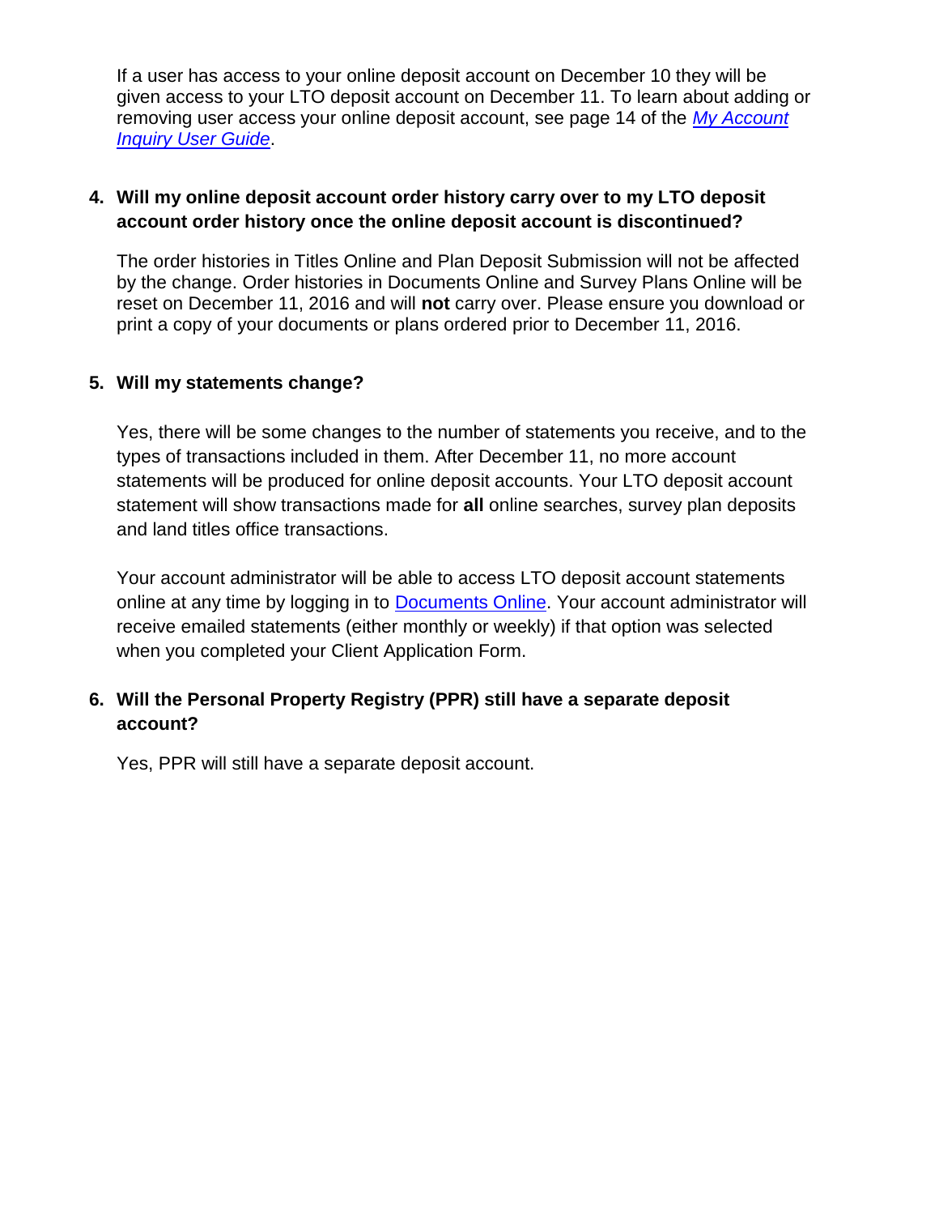If a user has access to your online deposit account on December 10 they will be given access to your LTO deposit account on December 11. To learn about adding or removing user access your online deposit account, see page 14 of the [*My Account Inquiry User Guide*].

4. **Will my online deposit account order history carry over to my LTO deposit account order history once the online deposit account is discontinued?**

   The order histories in Titles Online and Plan Deposit Submission will not be affected by the change. Order histories in Documents Online and Survey Plans Online will be reset on December 11, 2016 and will **not** carry over. Please ensure you download or print a copy of your documents or plans ordered prior to December 11, 2016.

5. **Will my statements change?**

   Yes, there will be some changes to the number of statements you receive, and to the types of transactions included in them. After December 11, no more account statements will be produced for online deposit accounts. Your LTO deposit account statement will show transactions made for **all** online searches, survey plan deposits and land titles office transactions.

   Your account administrator will be able to access LTO deposit account statements online at any time by logging in to Documents Online. Your account administrator will receive emailed statements (either monthly or weekly) if that option was selected when you completed your Client Application Form.

6. **Will the Personal Property Registry (PPR) still have a separate deposit account?**

   Yes, PPR will still have a separate deposit account.